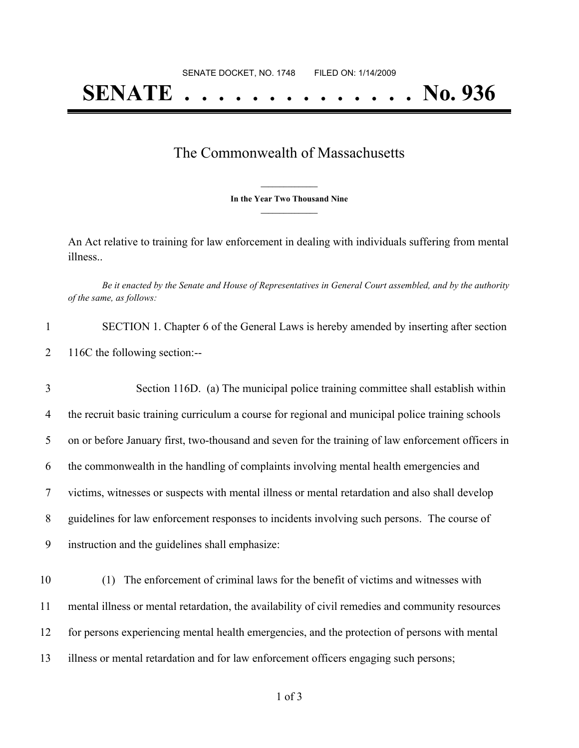SENATE DOCKET, NO. 1748 FILED ON: 1/14/2009

# SENATE . . . . . . . . . . . . . . No. 936

## The Commonwealth of Massachusetts

**In the Year Two Thousand Nine**

An Act relative to training for law enforcement in dealing with individuals suffering from mental illness..

*Be it enacted by the Senate and House of Representatives in General Court assembled, and by the authority of the same, as follows:*

1 SECTION 1. Chapter 6 of the General Laws is hereby amended by inserting after section
2 116C the following section:--

3 Section 116D. (a) The municipal police training committee shall establish within
4 the recruit basic training curriculum a course for regional and municipal police training schools
5 on or before January first, two-thousand and seven for the training of law enforcement officers in
6 the commonwealth in the handling of complaints involving mental health emergencies and
7 victims, witnesses or suspects with mental illness or mental retardation and also shall develop
8 guidelines for law enforcement responses to incidents involving such persons. The course of
9 instruction and the guidelines shall emphasize:

10 (1) The enforcement of criminal laws for the benefit of victims and witnesses with
11 mental illness or mental retardation, the availability of civil remedies and community resources
12 for persons experiencing mental health emergencies, and the protection of persons with mental
13 illness or mental retardation and for law enforcement officers engaging such persons;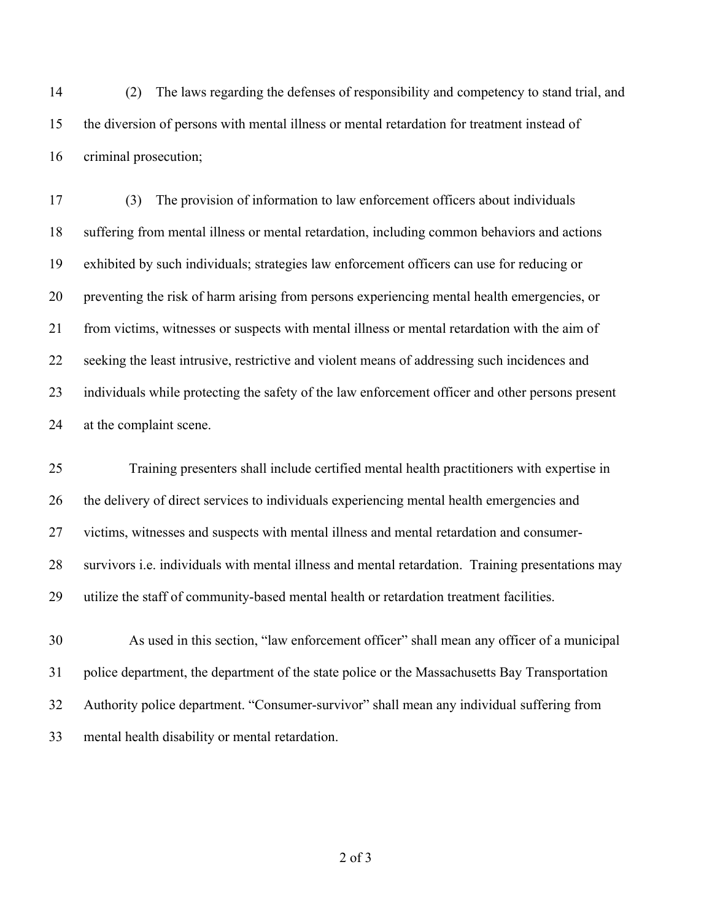(2) The laws regarding the defenses of responsibility and competency to stand trial, and the diversion of persons with mental illness or mental retardation for treatment instead of criminal prosecution;

(3) The provision of information to law enforcement officers about individuals suffering from mental illness or mental retardation, including common behaviors and actions exhibited by such individuals; strategies law enforcement officers can use for reducing or preventing the risk of harm arising from persons experiencing mental health emergencies, or from victims, witnesses or suspects with mental illness or mental retardation with the aim of seeking the least intrusive, restrictive and violent means of addressing such incidences and individuals while protecting the safety of the law enforcement officer and other persons present at the complaint scene.

Training presenters shall include certified mental health practitioners with expertise in the delivery of direct services to individuals experiencing mental health emergencies and victims, witnesses and suspects with mental illness and mental retardation and consumer-survivors i.e. individuals with mental illness and mental retardation. Training presentations may utilize the staff of community-based mental health or retardation treatment facilities.

As used in this section, "law enforcement officer" shall mean any officer of a municipal police department, the department of the state police or the Massachusetts Bay Transportation Authority police department. "Consumer-survivor" shall mean any individual suffering from mental health disability or mental retardation.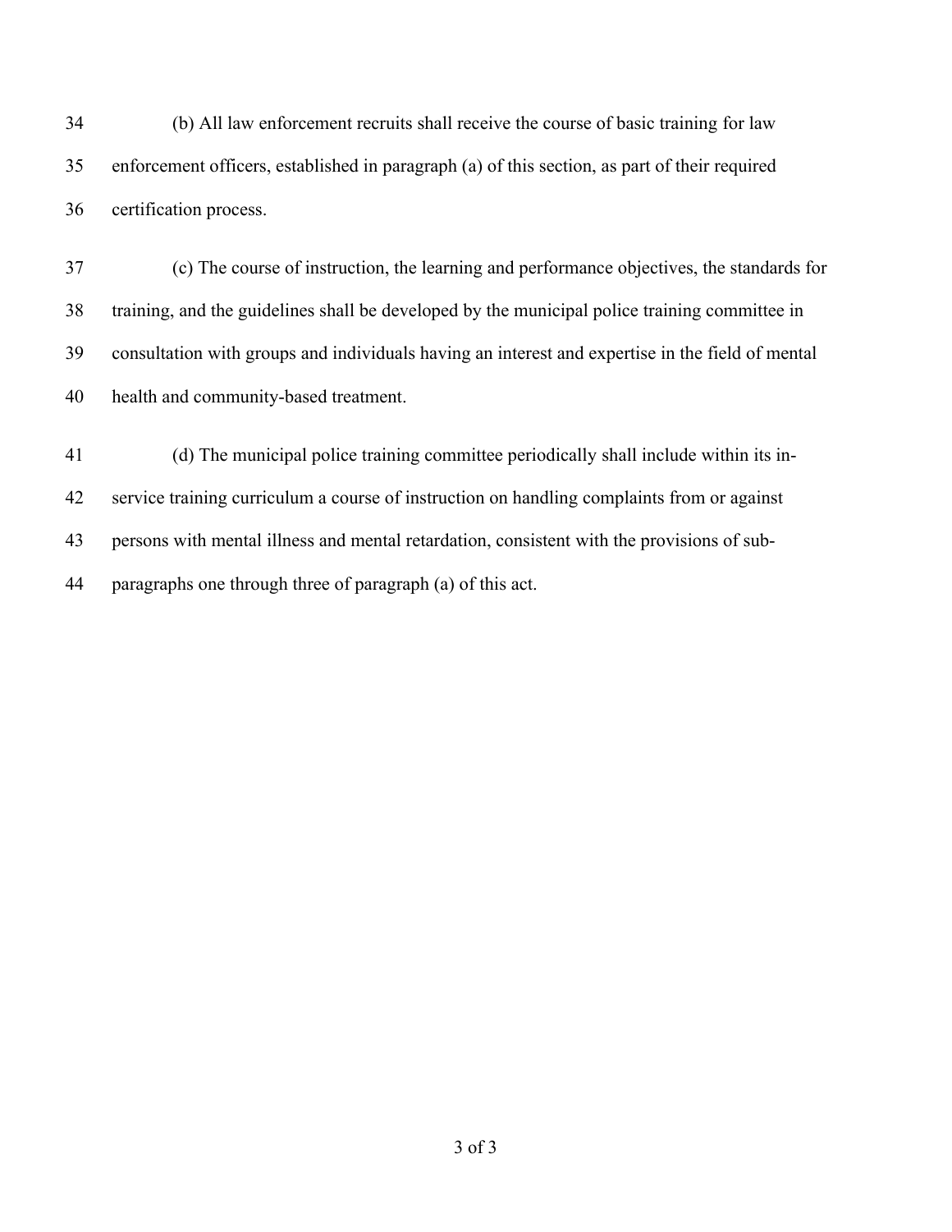(b) All law enforcement recruits shall receive the course of basic training for law enforcement officers, established in paragraph (a) of this section, as part of their required certification process.

(c) The course of instruction, the learning and performance objectives, the standards for training, and the guidelines shall be developed by the municipal police training committee in consultation with groups and individuals having an interest and expertise in the field of mental health and community-based treatment.

(d) The municipal police training committee periodically shall include within its in-service training curriculum a course of instruction on handling complaints from or against persons with mental illness and mental retardation, consistent with the provisions of sub-paragraphs one through three of paragraph (a) of this act.